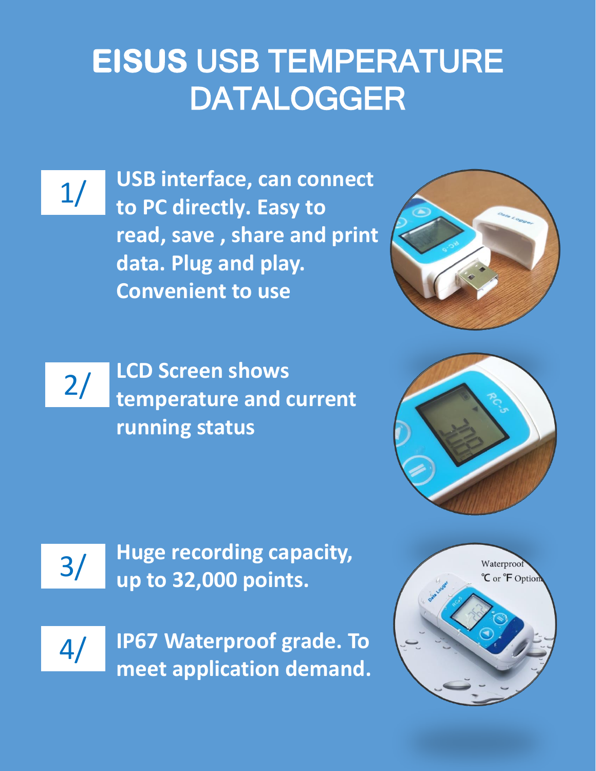# EISUS USB TEMPERATURE DATALOGGER

**1/** **USB interface, can connect to PC directly. Easy to read, save , share and print data. Plug and play. Convenient to use**

**2/** **LCD Screen shows temperature and current running status**

**3/** **Huge recording capacity, up to 32,000 points.**

**4/** **IP67 Waterproof grade. To meet application demand.**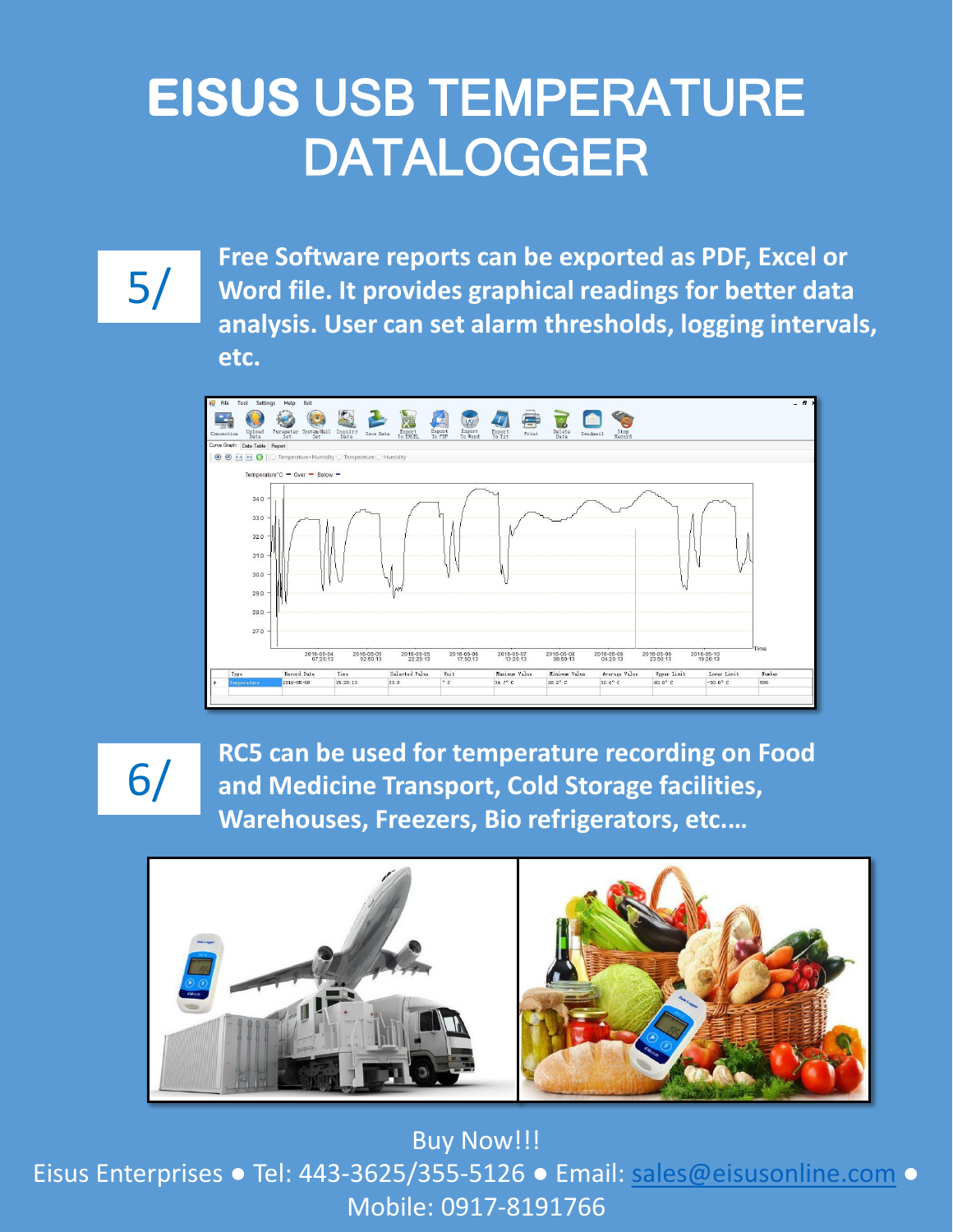# EISUS USB TEMPERATURE DATALOGGER

5/ **Free Software reports can be exported as PDF, Excel or Word file. It provides graphical readings for better data analysis. User can set alarm thresholds, logging intervals, etc.**

6/ **RC5 can be used for temperature recording on Food and Medicine Transport, Cold Storage facilities, Warehouses, Freezers, Bio refrigerators, etc....**

Buy Now!!!

Eisus Enterprises ● Tel: 443-3625/355-5126 ● Email: sales@eisusonline.com ● Mobile: 0917-8191766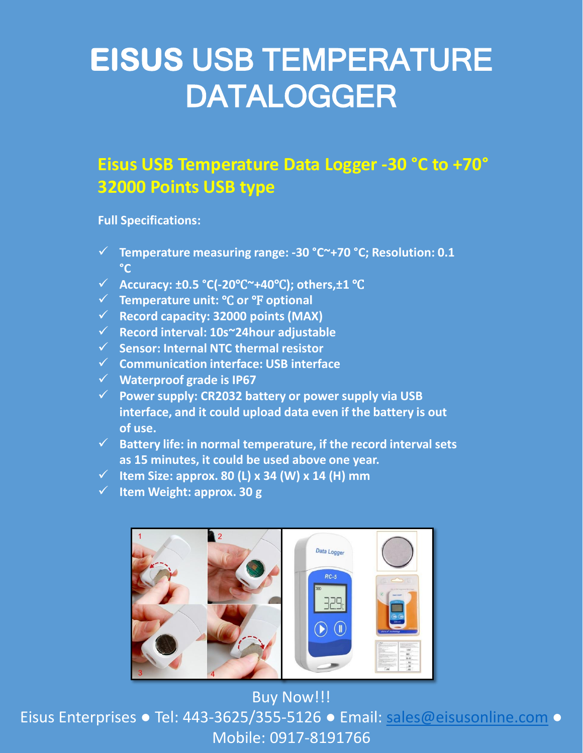# **EISUS** USB TEMPERATURE DATALOGGER

## Eisus USB Temperature Data Logger -30 °C to +70° 32000 Points USB type

**Full Specifications:**

- ✓ **Temperature measuring range: -30 °C~+70 °C; Resolution: 0.1 °C**
- ✓ **Accuracy: ±0.5 °C(-20℃~+40℃); others,±1 ℃**
- ✓ **Temperature unit: ℃ or ℉ optional**
- ✓ **Record capacity: 32000 points (MAX)**
- ✓ **Record interval: 10s~24hour adjustable**
- ✓ **Sensor: Internal NTC thermal resistor**
- ✓ **Communication interface: USB interface**
- ✓ **Waterproof grade is IP67**
- ✓ **Power supply: CR2032 battery or power supply via USB interface, and it could upload data even if the battery is out of use.**
- ✓ **Battery life: in normal temperature, if the record interval sets as 15 minutes, it could be used above one year.**
- ✓ **Item Size: approx. 80 (L) x 34 (W) x 14 (H) mm**
- ✓ **Item Weight: approx. 30 g**

Buy Now!!!

Eisus Enterprises ● Tel: 443-3625/355-5126 ● Email: sales@eisusonline.com ● Mobile: 0917-8191766